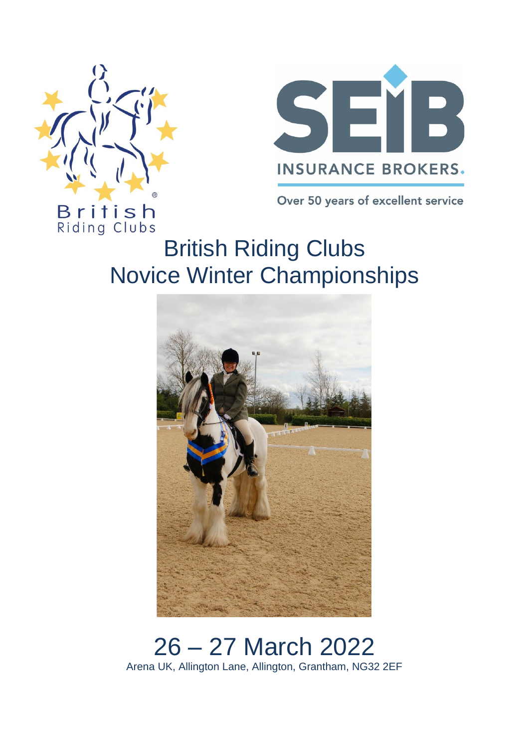British Riding Clubs

SEIB INSURANCE BROKERS.

Over 50 years of excellent service

# British Riding Clubs Novice Winter Championships

## 26 – 27 March 2022

Arena UK, Allington Lane, Allington, Grantham, NG32 2EF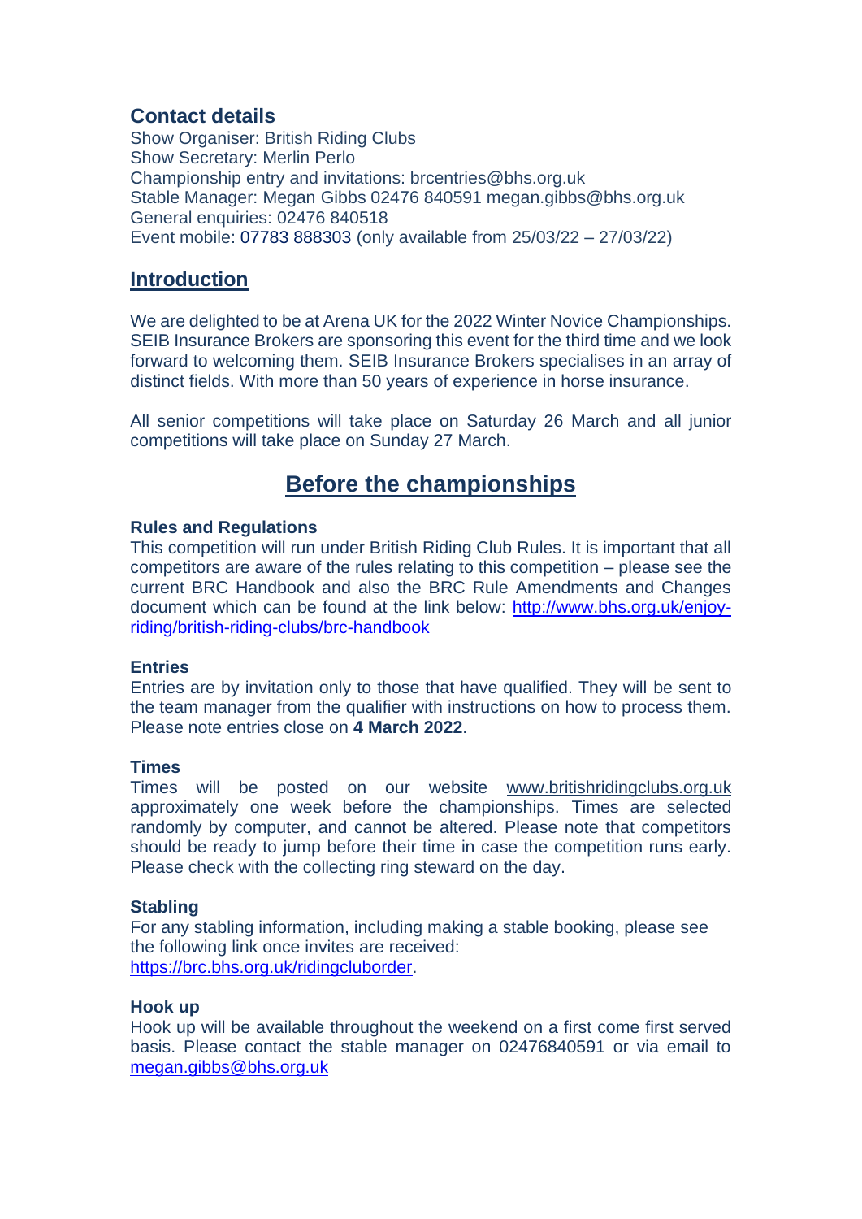## Contact details

Show Organiser: British Riding Clubs
Show Secretary: Merlin Perlo
Championship entry and invitations: brcentries@bhs.org.uk
Stable Manager: Megan Gibbs 02476 840591 megan.gibbs@bhs.org.uk
General enquiries: 02476 840518
Event mobile: 07783 888303 (only available from 25/03/22 – 27/03/22)

## Introduction

We are delighted to be at Arena UK for the 2022 Winter Novice Championships. SEIB Insurance Brokers are sponsoring this event for the third time and we look forward to welcoming them. SEIB Insurance Brokers specialises in an array of distinct fields. With more than 50 years of experience in horse insurance.

All senior competitions will take place on Saturday 26 March and all junior competitions will take place on Sunday 27 March.

# Before the championships

### Rules and Regulations

This competition will run under British Riding Club Rules. It is important that all competitors are aware of the rules relating to this competition – please see the current BRC Handbook and also the BRC Rule Amendments and Changes document which can be found at the link below: http://www.bhs.org.uk/enjoy-riding/british-riding-clubs/brc-handbook

### Entries

Entries are by invitation only to those that have qualified. They will be sent to the team manager from the qualifier with instructions on how to process them. Please note entries close on **4 March 2022**.

### Times

Times will be posted on our website www.britishridingclubs.org.uk approximately one week before the championships. Times are selected randomly by computer, and cannot be altered. Please note that competitors should be ready to jump before their time in case the competition runs early. Please check with the collecting ring steward on the day.

### Stabling

For any stabling information, including making a stable booking, please see the following link once invites are received: https://brc.bhs.org.uk/ridingcluborder.

### Hook up

Hook up will be available throughout the weekend on a first come first served basis. Please contact the stable manager on 02476840591 or via email to megan.gibbs@bhs.org.uk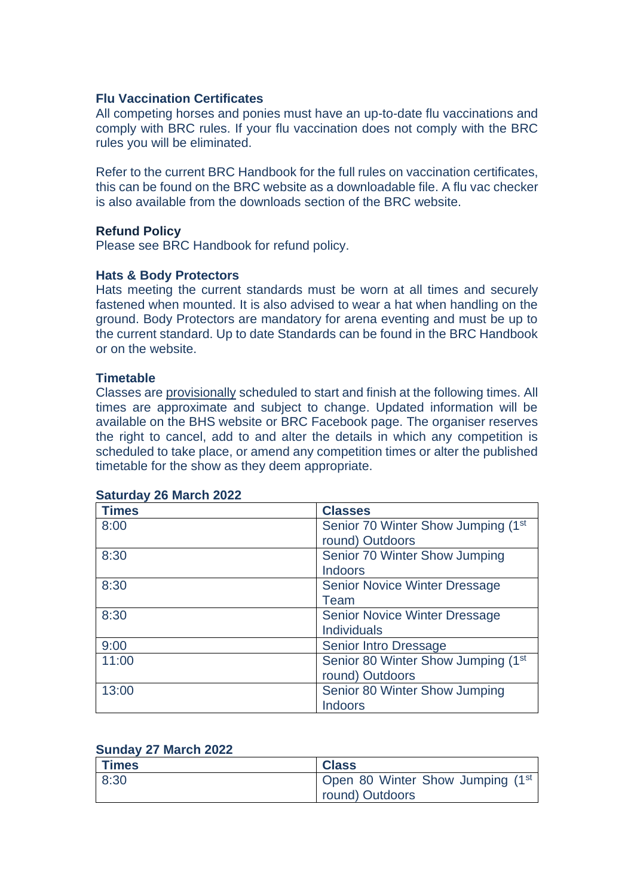### Flu Vaccination Certificates

All competing horses and ponies must have an up-to-date flu vaccinations and comply with BRC rules. If your flu vaccination does not comply with the BRC rules you will be eliminated.

Refer to the current BRC Handbook for the full rules on vaccination certificates, this can be found on the BRC website as a downloadable file. A flu vac checker is also available from the downloads section of the BRC website.

### Refund Policy

Please see BRC Handbook for refund policy.

### Hats & Body Protectors

Hats meeting the current standards must be worn at all times and securely fastened when mounted. It is also advised to wear a hat when handling on the ground. Body Protectors are mandatory for arena eventing and must be up to the current standard. Up to date Standards can be found in the BRC Handbook or on the website.

### Timetable

Classes are provisionally scheduled to start and finish at the following times. All times are approximate and subject to change. Updated information will be available on the BHS website or BRC Facebook page. The organiser reserves the right to cancel, add to and alter the details in which any competition is scheduled to take place, or amend any competition times or alter the published timetable for the show as they deem appropriate.

**Saturday 26 March 2022**

| Times | Classes |
|---|---|
| 8:00 | Senior 70 Winter Show Jumping (1st round) Outdoors |
| 8:30 | Senior 70 Winter Show Jumping Indoors |
| 8:30 | Senior Novice Winter Dressage Team |
| 8:30 | Senior Novice Winter Dressage Individuals |
| 9:00 | Senior Intro Dressage |
| 11:00 | Senior 80 Winter Show Jumping (1st round) Outdoors |
| 13:00 | Senior 80 Winter Show Jumping Indoors |

**Sunday 27 March 2022**

| Times | Class |
|---|---|
| 8:30 | Open 80 Winter Show Jumping (1st round) Outdoors |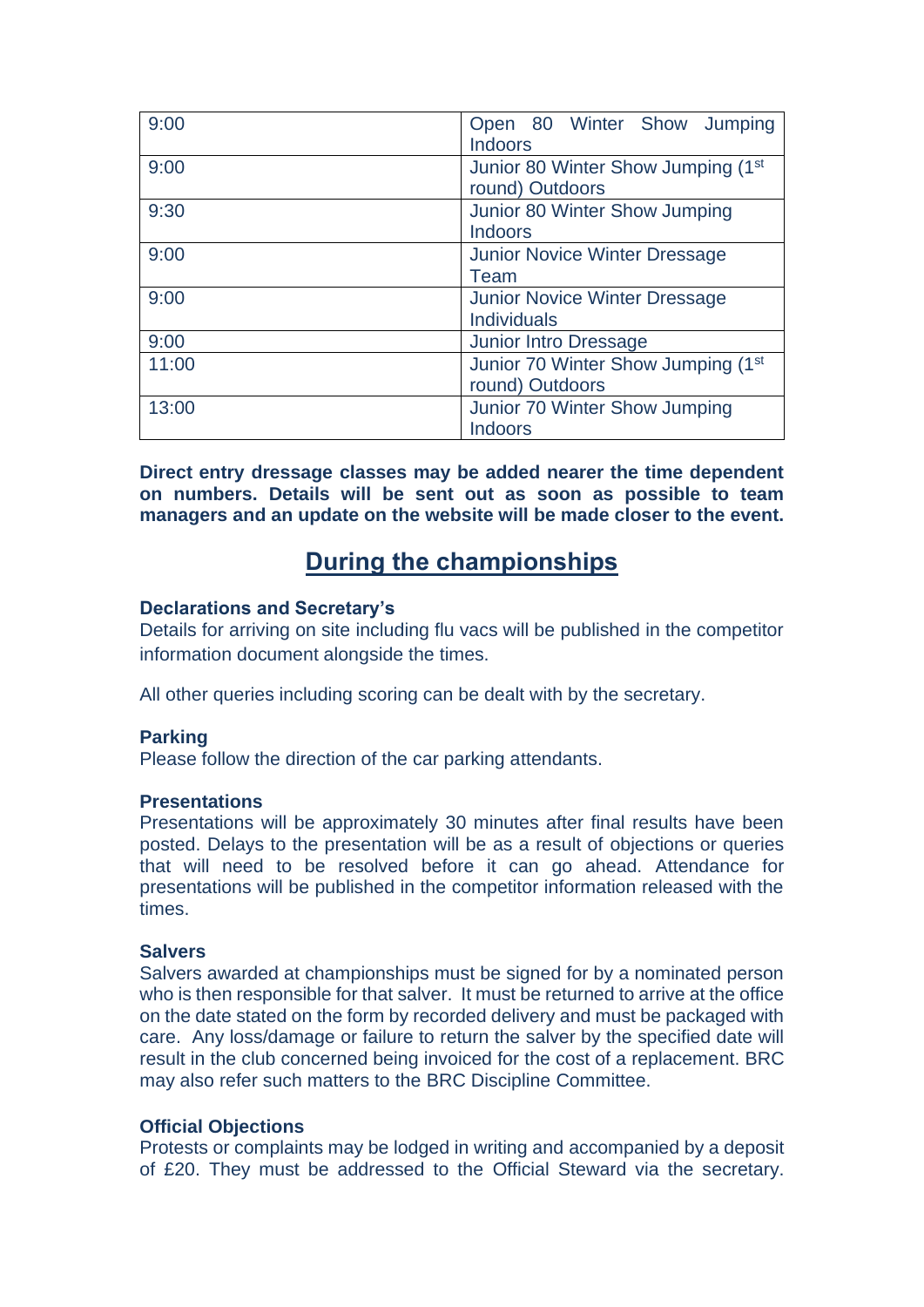| 9:00 | Open 80 Winter Show Jumping Indoors |
|---|---|
| 9:00 | Junior 80 Winter Show Jumping (1st round) Outdoors |
| 9:30 | Junior 80 Winter Show Jumping Indoors |
| 9:00 | Junior Novice Winter Dressage Team |
| 9:00 | Junior Novice Winter Dressage Individuals |
| 9:00 | Junior Intro Dressage |
| 11:00 | Junior 70 Winter Show Jumping (1st round) Outdoors |
| 13:00 | Junior 70 Winter Show Jumping Indoors |

**Direct entry dressage classes may be added nearer the time dependent on numbers. Details will be sent out as soon as possible to team managers and an update on the website will be made closer to the event.**

## During the championships

**Declarations and Secretary's**

Details for arriving on site including flu vacs will be published in the competitor information document alongside the times.

All other queries including scoring can be dealt with by the secretary.

**Parking**

Please follow the direction of the car parking attendants.

**Presentations**

Presentations will be approximately 30 minutes after final results have been posted. Delays to the presentation will be as a result of objections or queries that will need to be resolved before it can go ahead. Attendance for presentations will be published in the competitor information released with the times.

**Salvers**

Salvers awarded at championships must be signed for by a nominated person who is then responsible for that salver. It must be returned to arrive at the office on the date stated on the form by recorded delivery and must be packaged with care. Any loss/damage or failure to return the salver by the specified date will result in the club concerned being invoiced for the cost of a replacement. BRC may also refer such matters to the BRC Discipline Committee.

**Official Objections**

Protests or complaints may be lodged in writing and accompanied by a deposit of £20. They must be addressed to the Official Steward via the secretary.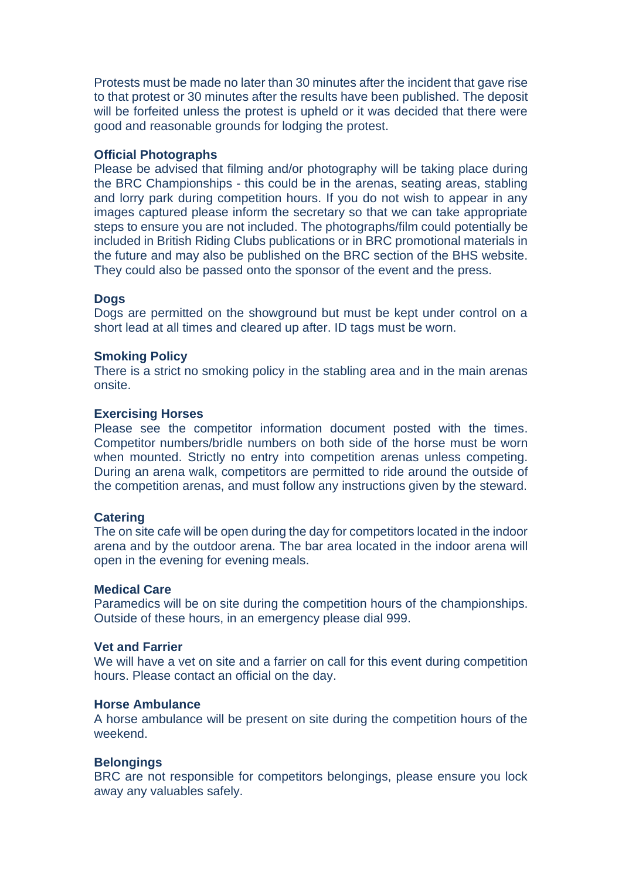Protests must be made no later than 30 minutes after the incident that gave rise to that protest or 30 minutes after the results have been published. The deposit will be forfeited unless the protest is upheld or it was decided that there were good and reasonable grounds for lodging the protest.

**Official Photographs**

Please be advised that filming and/or photography will be taking place during the BRC Championships - this could be in the arenas, seating areas, stabling and lorry park during competition hours. If you do not wish to appear in any images captured please inform the secretary so that we can take appropriate steps to ensure you are not included. The photographs/film could potentially be included in British Riding Clubs publications or in BRC promotional materials in the future and may also be published on the BRC section of the BHS website. They could also be passed onto the sponsor of the event and the press.

**Dogs**

Dogs are permitted on the showground but must be kept under control on a short lead at all times and cleared up after. ID tags must be worn.

**Smoking Policy**

There is a strict no smoking policy in the stabling area and in the main arenas onsite.

**Exercising Horses**

Please see the competitor information document posted with the times. Competitor numbers/bridle numbers on both side of the horse must be worn when mounted. Strictly no entry into competition arenas unless competing. During an arena walk, competitors are permitted to ride around the outside of the competition arenas, and must follow any instructions given by the steward.

**Catering**

The on site cafe will be open during the day for competitors located in the indoor arena and by the outdoor arena. The bar area located in the indoor arena will open in the evening for evening meals.

**Medical Care**

Paramedics will be on site during the competition hours of the championships. Outside of these hours, in an emergency please dial 999.

**Vet and Farrier**

We will have a vet on site and a farrier on call for this event during competition hours. Please contact an official on the day.

**Horse Ambulance**

A horse ambulance will be present on site during the competition hours of the weekend.

**Belongings**

BRC are not responsible for competitors belongings, please ensure you lock away any valuables safely.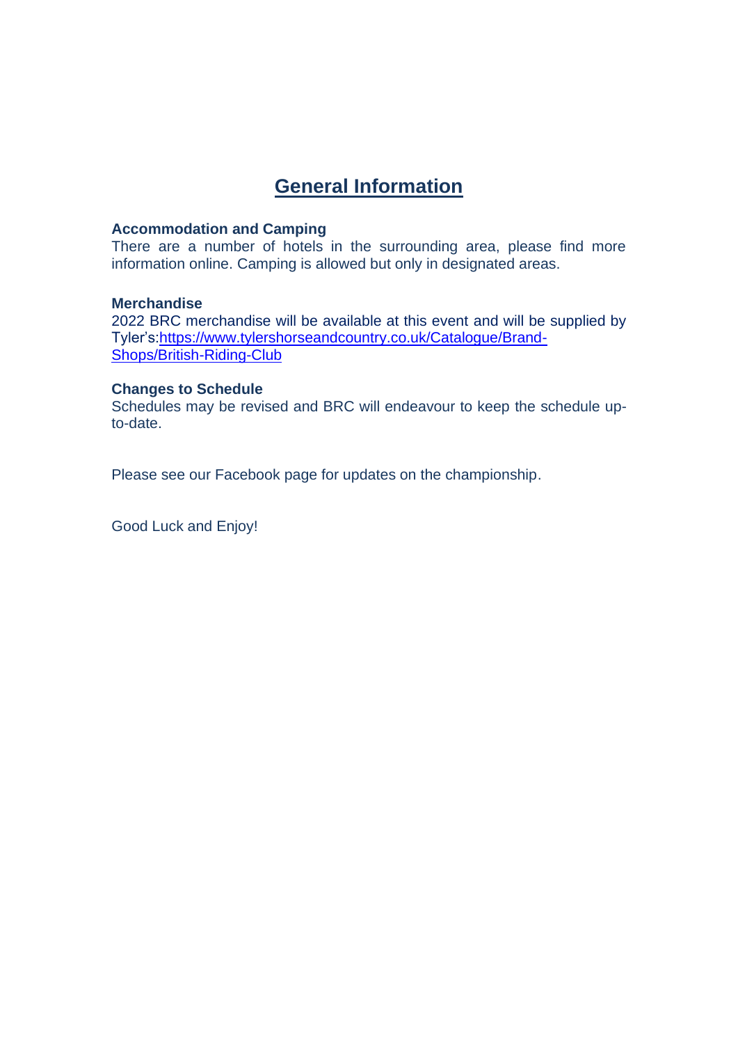# General Information

**Accommodation and Camping**
There are a number of hotels in the surrounding area, please find more information online. Camping is allowed but only in designated areas.

**Merchandise**
2022 BRC merchandise will be available at this event and will be supplied by Tyler's:https://www.tylershorseandcountry.co.uk/Catalogue/Brand-Shops/British-Riding-Club

**Changes to Schedule**
Schedules may be revised and BRC will endeavour to keep the schedule up-to-date.

Please see our Facebook page for updates on the championship.

Good Luck and Enjoy!